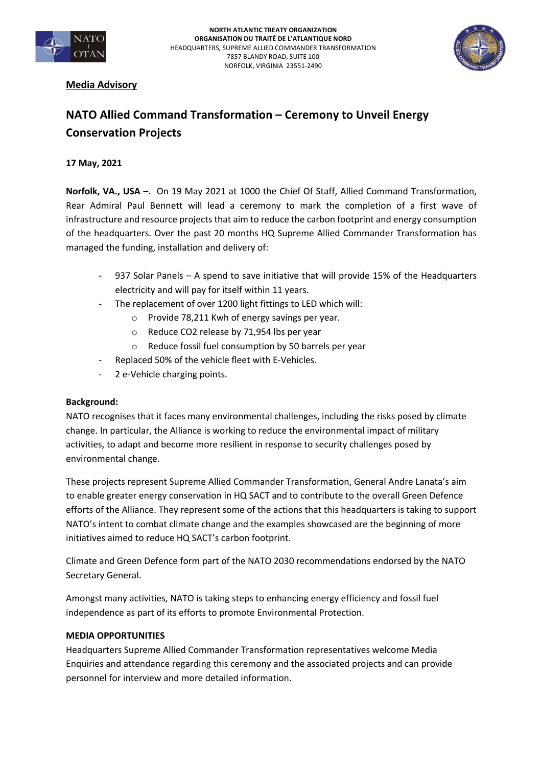**NORTH ATLANTIC TREATY ORGANIZATION**
**ORGANISATION DU TRAITÉ DE L'ATLANTIQUE NORD**
HEADQUARTERS, SUPREME ALLIED COMMANDER TRANSFORMATION
7857 BLANDY ROAD, SUITE 100
NORFOLK, VIRGINIA 23551-2490

**Media Advisory**

# NATO Allied Command Transformation – Ceremony to Unveil Energy Conservation Projects

**17 May, 2021**

**Norfolk, VA., USA** –. On 19 May 2021 at 1000 the Chief Of Staff, Allied Command Transformation, Rear Admiral Paul Bennett will lead a ceremony to mark the completion of a first wave of infrastructure and resource projects that aim to reduce the carbon footprint and energy consumption of the headquarters. Over the past 20 months HQ Supreme Allied Commander Transformation has managed the funding, installation and delivery of:

- 937 Solar Panels – A spend to save initiative that will provide 15% of the Headquarters electricity and will pay for itself within 11 years.
- The replacement of over 1200 light fittings to LED which will:
  - Provide 78,211 Kwh of energy savings per year.
  - Reduce $CO_2$ release by 71,954 lbs per year
  - Reduce fossil fuel consumption by 50 barrels per year
- Replaced 50% of the vehicle fleet with E-Vehicles.
- 2 e-Vehicle charging points.

**Background:**

NATO recognises that it faces many environmental challenges, including the risks posed by climate change. In particular, the Alliance is working to reduce the environmental impact of military activities, to adapt and become more resilient in response to security challenges posed by environmental change.

These projects represent Supreme Allied Commander Transformation, General Andre Lanata's aim to enable greater energy conservation in HQ SACT and to contribute to the overall Green Defence efforts of the Alliance. They represent some of the actions that this headquarters is taking to support NATO's intent to combat climate change and the examples showcased are the beginning of more initiatives aimed to reduce HQ SACT's carbon footprint.

Climate and Green Defence form part of the NATO 2030 recommendations endorsed by the NATO Secretary General.

Amongst many activities, NATO is taking steps to enhancing energy efficiency and fossil fuel independence as part of its efforts to promote Environmental Protection.

**MEDIA OPPORTUNITIES**

Headquarters Supreme Allied Commander Transformation representatives welcome Media Enquiries and attendance regarding this ceremony and the associated projects and can provide personnel for interview and more detailed information.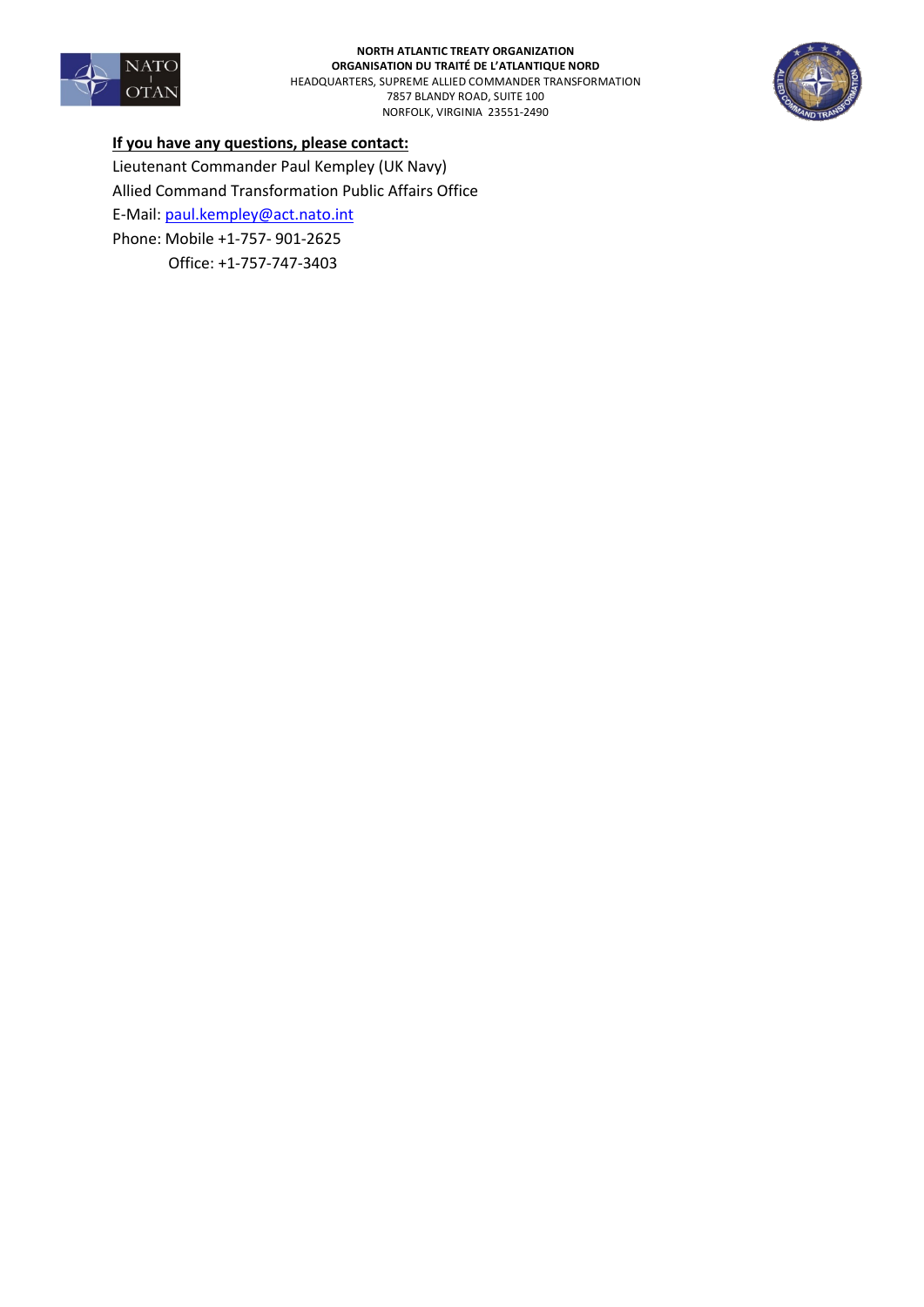**NORTH ATLANTIC TREATY ORGANIZATION**
**ORGANISATION DU TRAITÉ DE L'ATLANTIQUE NORD**
HEADQUARTERS, SUPREME ALLIED COMMANDER TRANSFORMATION
7857 BLANDY ROAD, SUITE 100
NORFOLK, VIRGINIA 23551-2490

**If you have any questions, please contact:**

Lieutenant Commander Paul Kempley (UK Navy)
Allied Command Transformation Public Affairs Office
E-Mail: paul.kempley@act.nato.int
Phone: Mobile +1-757- 901-2625
Office: +1-757-747-3403